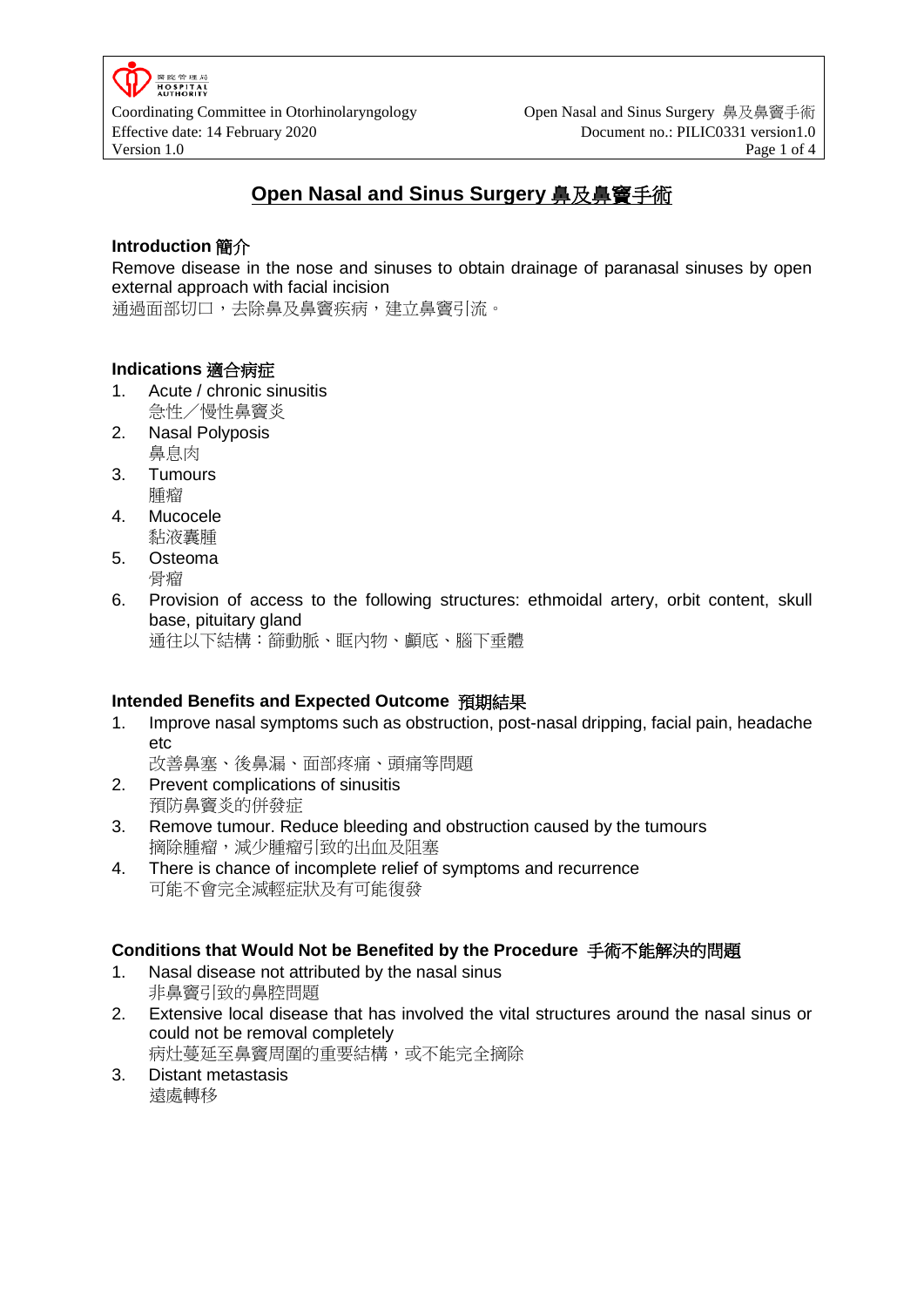# Open Nasal and Sinus Surgery 鼻及鼻竇手術

## Introduction 簡介

Remove disease in the nose and sinuses to obtain drainage of paranasal sinuses by open external approach with facial incision

通過面部切口，去除鼻及鼻竇疾病，建立鼻竇引流。

## Indications 適合病症

1. Acute / chronic sinusitis
   急性／慢性鼻竇炎
2. Nasal Polyposis
   鼻息肉
3. Tumours
   腫瘤
4. Mucocele
   黏液囊腫
5. Osteoma
   骨瘤
6. Provision of access to the following structures: ethmoidal artery, orbit content, skull base, pituitary gland
   通往以下結構：篩動脈、眶內物、顱底、腦下垂體

## Intended Benefits and Expected Outcome 預期結果

1. Improve nasal symptoms such as obstruction, post-nasal dripping, facial pain, headache etc
   改善鼻塞、後鼻漏、面部疼痛、頭痛等問題
2. Prevent complications of sinusitis
   預防鼻竇炎的併發症
3. Remove tumour. Reduce bleeding and obstruction caused by the tumours
   摘除腫瘤，減少腫瘤引致的出血及阻塞
4. There is chance of incomplete relief of symptoms and recurrence
   可能不會完全減輕症狀及有可能復發

## Conditions that Would Not be Benefited by the Procedure 手術不能解決的問題

1. Nasal disease not attributed by the nasal sinus
   非鼻竇引致的鼻腔問題
2. Extensive local disease that has involved the vital structures around the nasal sinus or could not be removal completely
   病灶蔓延至鼻竇周圍的重要結構，或不能完全摘除
3. Distant metastasis
   遠處轉移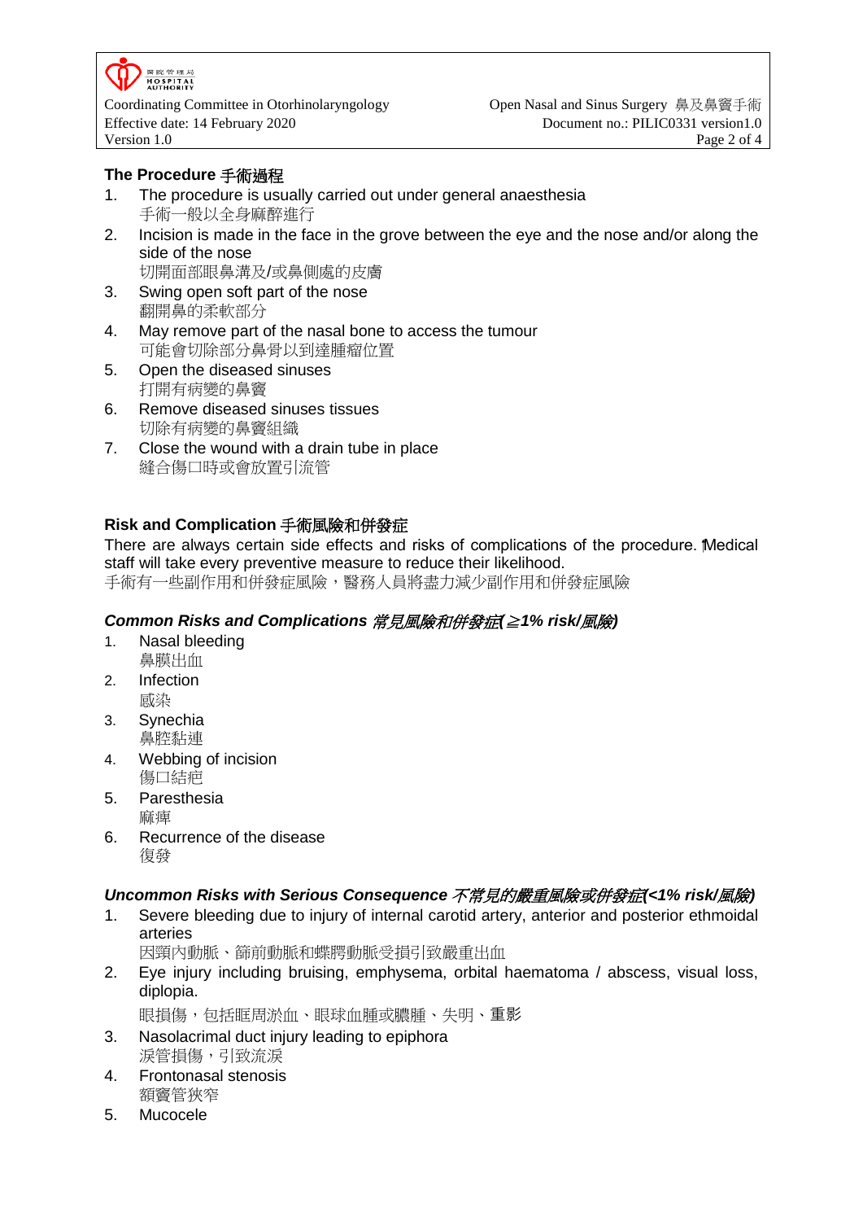## The Procedure 手術過程

1. The procedure is usually carried out under general anaesthesia
   手術一般以全身麻醉進行
2. Incision is made in the face in the grove between the eye and the nose and/or along the side of the nose
   切開面部眼鼻溝及/或鼻側處的皮膚
3. Swing open soft part of the nose
   翻開鼻的柔軟部分
4. May remove part of the nasal bone to access the tumour
   可能會切除部分鼻骨以到達腫瘤位置
5. Open the diseased sinuses
   打開有病變的鼻竇
6. Remove diseased sinuses tissues
   切除有病變的鼻竇組織
7. Close the wound with a drain tube in place
   縫合傷口時或會放置引流管

## Risk and Complication 手術風險和併發症

There are always certain side effects and risks of complications of the procedure. Medical staff will take every preventive measure to reduce their likelihood.
手術有一些副作用和併發症風險，醫務人員將盡力減少副作用和併發症風險

### *Common Risks and Complications 常見風險和併發症(≥1% risk/風險)*

1. Nasal bleeding
   鼻膜出血
2. Infection
   感染
3. Synechia
   鼻腔黏連
4. Webbing of incision
   傷口結疤
5. Paresthesia
   麻痺
6. Recurrence of the disease
   復發

### *Uncommon Risks with Serious Consequence 不常見的嚴重風險或併發症(<1% risk/風險)*

1. Severe bleeding due to injury of internal carotid artery, anterior and posterior ethmoidal arteries
   因頸內動脈、篩前動脈和蝶腭動脈受損引致嚴重出血
2. Eye injury including bruising, emphysema, orbital haematoma / abscess, visual loss, diplopia.
   眼損傷，包括眶周淤血、眼球血腫或膿腫、失明、重影
3. Nasolacrimal duct injury leading to epiphora
   淚管損傷，引致流淚
4. Frontonasal stenosis
   額竇管狹窄
5. Mucocele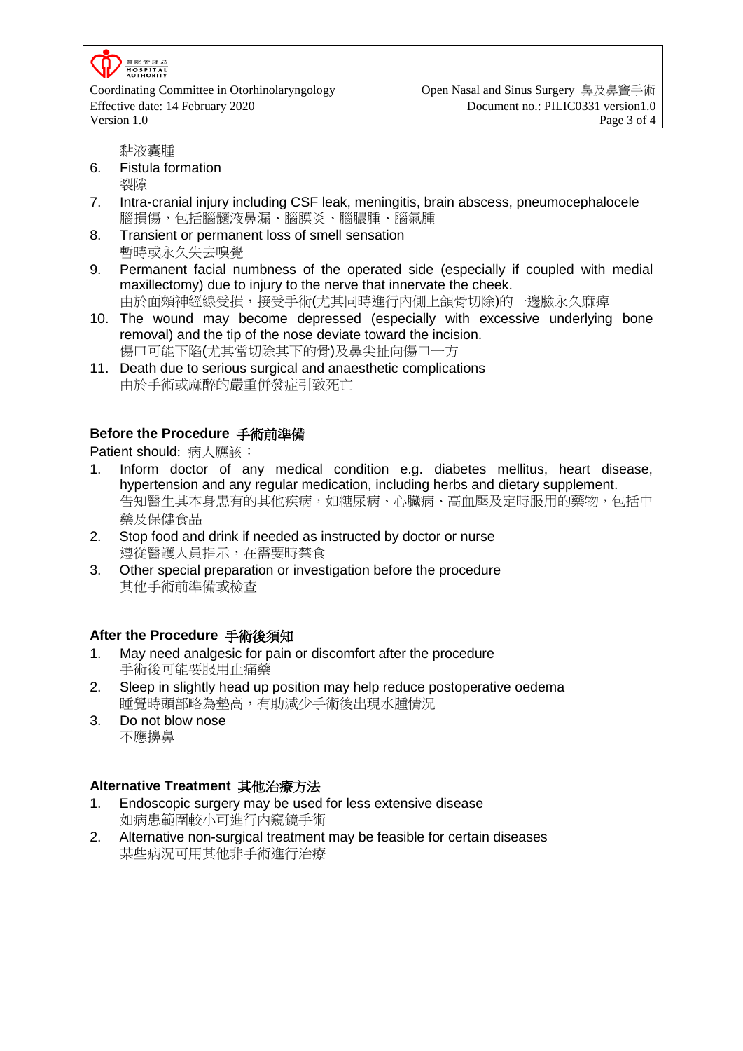黏液囊腫

6. Fistula formation
   裂隙
7. Intra-cranial injury including CSF leak, meningitis, brain abscess, pneumocephalocele
   腦損傷，包括腦髓液鼻漏、腦膜炎、腦膿腫、腦氣腫
8. Transient or permanent loss of smell sensation
   暫時或永久失去嗅覺
9. Permanent facial numbness of the operated side (especially if coupled with medial maxillectomy) due to injury to the nerve that innervate the cheek.
   由於面頰神經線受損，接受手術(尤其同時進行內側上頜骨切除)的一邊臉永久麻痺
10. The wound may become depressed (especially with excessive underlying bone removal) and the tip of the nose deviate toward the incision.
    傷口可能下陷(尤其當切除其下的骨)及鼻尖扯向傷口一方
11. Death due to serious surgical and anaesthetic complications
    由於手術或麻醉的嚴重併發症引致死亡

## Before the Procedure 手術前準備

Patient should: 病人應該：

1. Inform doctor of any medical condition e.g. diabetes mellitus, heart disease, hypertension and any regular medication, including herbs and dietary supplement.
   告知醫生其本身患有的其他疾病，如糖尿病、心臟病、高血壓及定時服用的藥物，包括中藥及保健食品
2. Stop food and drink if needed as instructed by doctor or nurse
   遵從醫護人員指示，在需要時禁食
3. Other special preparation or investigation before the procedure
   其他手術前準備或檢查

## After the Procedure 手術後須知

1. May need analgesic for pain or discomfort after the procedure
   手術後可能要服用止痛藥
2. Sleep in slightly head up position may help reduce postoperative oedema
   睡覺時頭部略為墊高，有助減少手術後出現水腫情況
3. Do not blow nose
   不應擤鼻

## Alternative Treatment 其他治療方法

1. Endoscopic surgery may be used for less extensive disease
   如病患範圍較小可進行內窺鏡手術
2. Alternative non-surgical treatment may be feasible for certain diseases
   某些病況可用其他非手術進行治療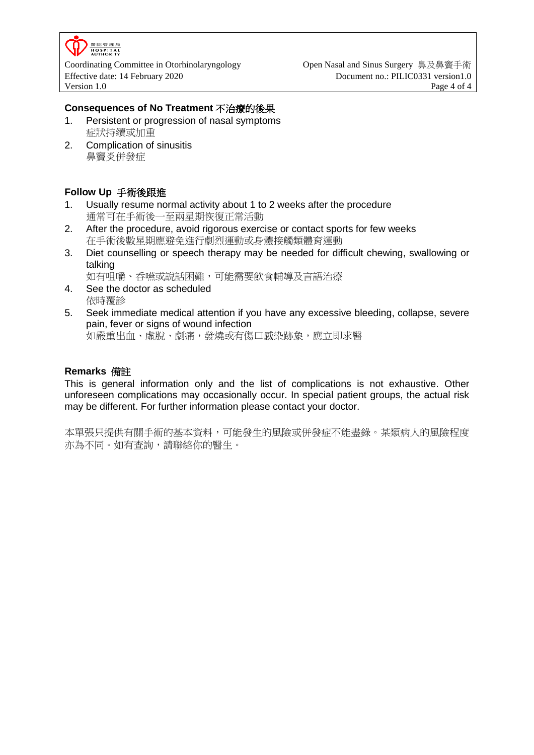## Consequences of No Treatment 不治療的後果

1. Persistent or progression of nasal symptoms
   症狀持續或加重
2. Complication of sinusitis
   鼻竇炎併發症

## Follow Up 手術後跟進

1. Usually resume normal activity about 1 to 2 weeks after the procedure
   通常可在手術後一至兩星期恢復正常活動
2. After the procedure, avoid rigorous exercise or contact sports for few weeks
   在手術後數星期應避免進行劇烈運動或身體接觸類體育運動
3. Diet counselling or speech therapy may be needed for difficult chewing, swallowing or talking
   如有咀嚼、吞嚥或說話困難，可能需要飲食輔導及言語治療
4. See the doctor as scheduled
   依時覆診
5. Seek immediate medical attention if you have any excessive bleeding, collapse, severe pain, fever or signs of wound infection
   如嚴重出血、虛脫、劇痛，發燒或有傷口感染跡象，應立即求醫

## Remarks 備註

This is general information only and the list of complications is not exhaustive. Other unforeseen complications may occasionally occur. In special patient groups, the actual risk may be different. For further information please contact your doctor.

本單張只提供有關手術的基本資料，可能發生的風險或併發症不能盡錄。某類病人的風險程度亦為不同。如有查詢，請聯絡你的醫生。